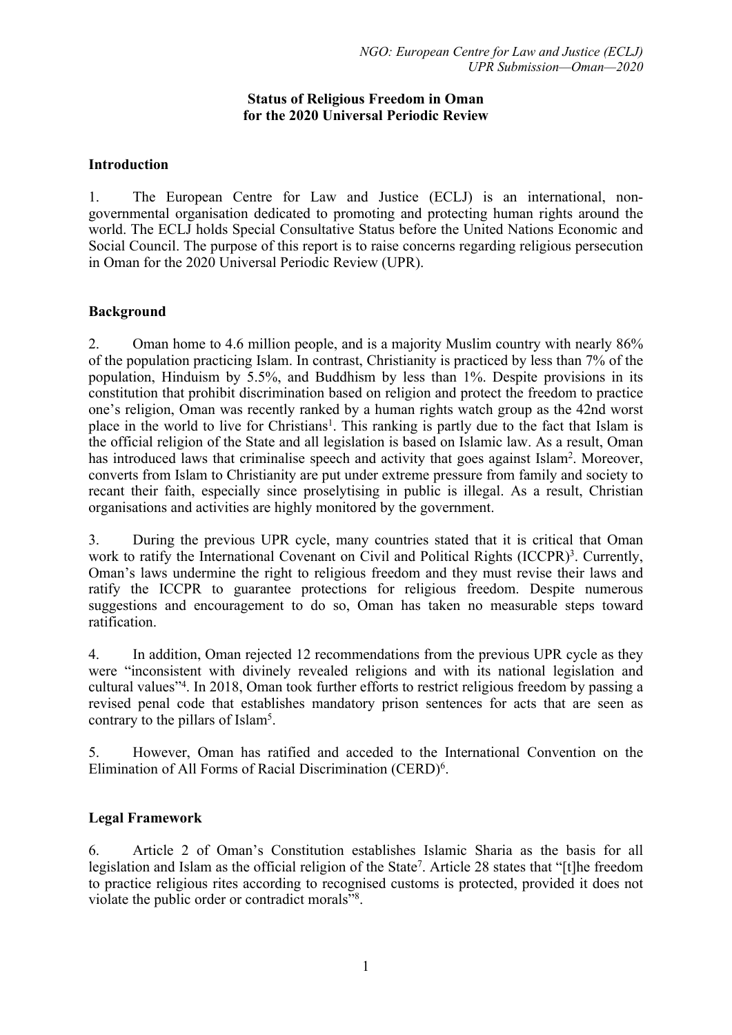**Status of Religious Freedom in Oman for the 2020 Universal Periodic Review**

## Introduction

1. The European Centre for Law and Justice (ECLJ) is an international, non-governmental organisation dedicated to promoting and protecting human rights around the world. The ECLJ holds Special Consultative Status before the United Nations Economic and Social Council. The purpose of this report is to raise concerns regarding religious persecution in Oman for the 2020 Universal Periodic Review (UPR).

## Background

2. Oman home to 4.6 million people, and is a majority Muslim country with nearly 86% of the population practicing Islam. In contrast, Christianity is practiced by less than 7% of the population, Hinduism by 5.5%, and Buddhism by less than 1%. Despite provisions in its constitution that prohibit discrimination based on religion and protect the freedom to practice one's religion, Oman was recently ranked by a human rights watch group as the 42nd worst place in the world to live for Christians[1]. This ranking is partly due to the fact that Islam is the official religion of the State and all legislation is based on Islamic law. As a result, Oman has introduced laws that criminalise speech and activity that goes against Islam[2]. Moreover, converts from Islam to Christianity are put under extreme pressure from family and society to recant their faith, especially since proselytising in public is illegal. As a result, Christian organisations and activities are highly monitored by the government.

3. During the previous UPR cycle, many countries stated that it is critical that Oman work to ratify the International Covenant on Civil and Political Rights (ICCPR)[3]. Currently, Oman's laws undermine the right to religious freedom and they must revise their laws and ratify the ICCPR to guarantee protections for religious freedom. Despite numerous suggestions and encouragement to do so, Oman has taken no measurable steps toward ratification.

4. In addition, Oman rejected 12 recommendations from the previous UPR cycle as they were "inconsistent with divinely revealed religions and with its national legislation and cultural values"[4]. In 2018, Oman took further efforts to restrict religious freedom by passing a revised penal code that establishes mandatory prison sentences for acts that are seen as contrary to the pillars of Islam[5].

5. However, Oman has ratified and acceded to the International Convention on the Elimination of All Forms of Racial Discrimination (CERD)[6].

## Legal Framework

6. Article 2 of Oman's Constitution establishes Islamic Sharia as the basis for all legislation and Islam as the official religion of the State[7]. Article 28 states that "[t]he freedom to practice religious rites according to recognised customs is protected, provided it does not violate the public order or contradict morals"[8].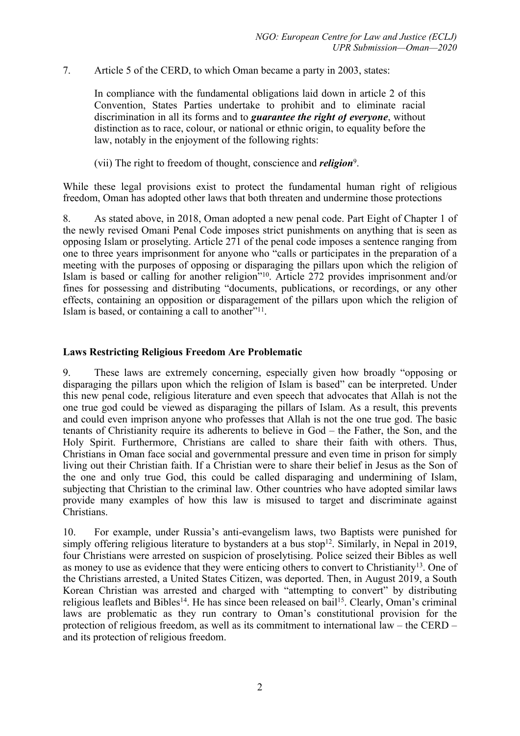7. Article 5 of the CERD, to which Oman became a party in 2003, states:

> In compliance with the fundamental obligations laid down in article 2 of this Convention, States Parties undertake to prohibit and to eliminate racial discrimination in all its forms and to ***guarantee the right of everyone***, without distinction as to race, colour, or national or ethnic origin, to equality before the law, notably in the enjoyment of the following rights:
>
> (vii) The right to freedom of thought, conscience and ***religion***[9].

While these legal provisions exist to protect the fundamental human right of religious freedom, Oman has adopted other laws that both threaten and undermine those protections

8. As stated above, in 2018, Oman adopted a new penal code. Part Eight of Chapter 1 of the newly revised Omani Penal Code imposes strict punishments on anything that is seen as opposing Islam or proselyting. Article 271 of the penal code imposes a sentence ranging from one to three years imprisonment for anyone who "calls or participates in the preparation of a meeting with the purposes of opposing or disparaging the pillars upon which the religion of Islam is based or calling for another religion"[10]. Article 272 provides imprisonment and/or fines for possessing and distributing "documents, publications, or recordings, or any other effects, containing an opposition or disparagement of the pillars upon which the religion of Islam is based, or containing a call to another"[11].

**Laws Restricting Religious Freedom Are Problematic**

9. These laws are extremely concerning, especially given how broadly "opposing or disparaging the pillars upon which the religion of Islam is based" can be interpreted. Under this new penal code, religious literature and even speech that advocates that Allah is not the one true god could be viewed as disparaging the pillars of Islam. As a result, this prevents and could even imprison anyone who professes that Allah is not the one true god. The basic tenants of Christianity require its adherents to believe in God – the Father, the Son, and the Holy Spirit. Furthermore, Christians are called to share their faith with others. Thus, Christians in Oman face social and governmental pressure and even time in prison for simply living out their Christian faith. If a Christian were to share their belief in Jesus as the Son of the one and only true God, this could be called disparaging and undermining of Islam, subjecting that Christian to the criminal law. Other countries who have adopted similar laws provide many examples of how this law is misused to target and discriminate against Christians.

10. For example, under Russia's anti-evangelism laws, two Baptists were punished for simply offering religious literature to bystanders at a bus stop[12]. Similarly, in Nepal in 2019, four Christians were arrested on suspicion of proselytising. Police seized their Bibles as well as money to use as evidence that they were enticing others to convert to Christianity[13]. One of the Christians arrested, a United States Citizen, was deported. Then, in August 2019, a South Korean Christian was arrested and charged with "attempting to convert" by distributing religious leaflets and Bibles[14]. He has since been released on bail[15]. Clearly, Oman's criminal laws are problematic as they run contrary to Oman's constitutional provision for the protection of religious freedom, as well as its commitment to international law – the CERD – and its protection of religious freedom.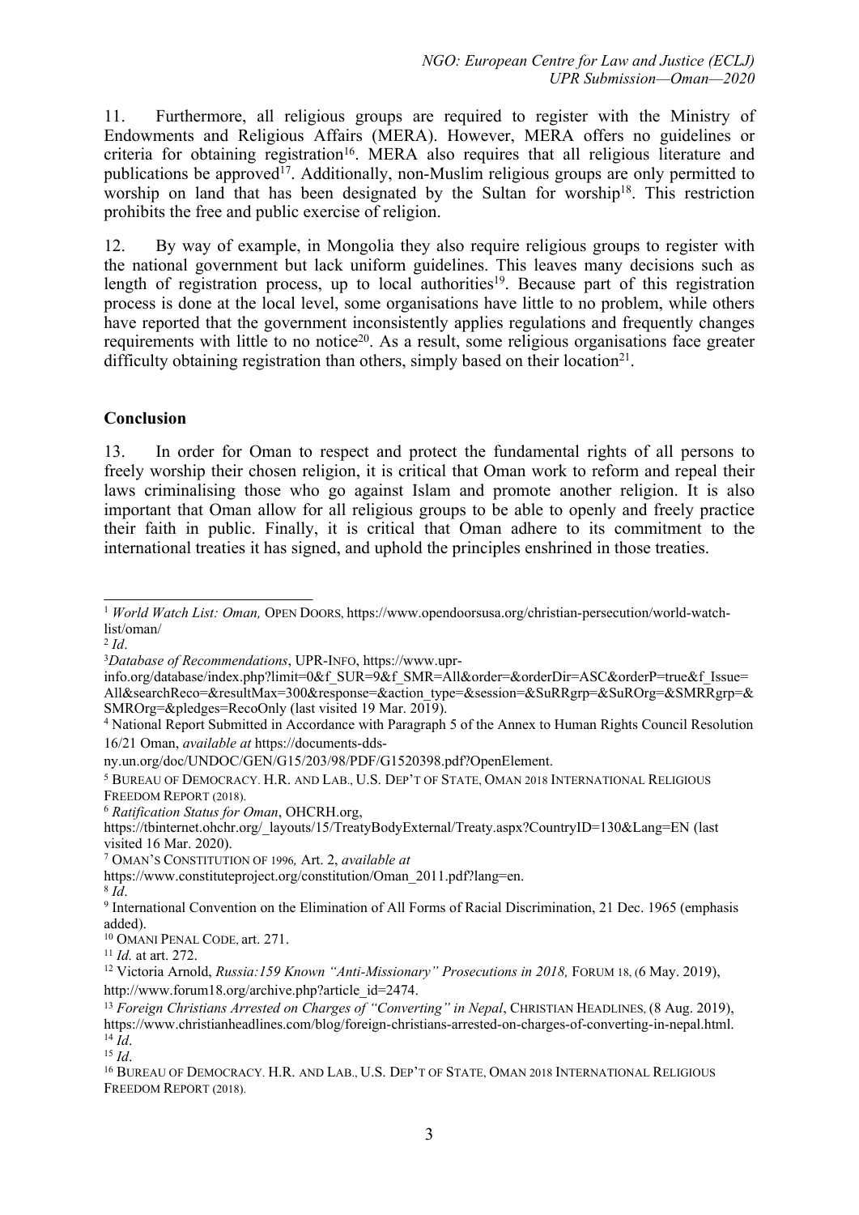11. Furthermore, all religious groups are required to register with the Ministry of Endowments and Religious Affairs (MERA). However, MERA offers no guidelines or criteria for obtaining registration[16]. MERA also requires that all religious literature and publications be approved[17]. Additionally, non-Muslim religious groups are only permitted to worship on land that has been designated by the Sultan for worship[18]. This restriction prohibits the free and public exercise of religion.

12. By way of example, in Mongolia they also require religious groups to register with the national government but lack uniform guidelines. This leaves many decisions such as length of registration process, up to local authorities[19]. Because part of this registration process is done at the local level, some organisations have little to no problem, while others have reported that the government inconsistently applies regulations and frequently changes requirements with little to no notice[20]. As a result, some religious organisations face greater difficulty obtaining registration than others, simply based on their location[21].

**Conclusion**

13. In order for Oman to respect and protect the fundamental rights of all persons to freely worship their chosen religion, it is critical that Oman work to reform and repeal their laws criminalising those who go against Islam and promote another religion. It is also important that Oman allow for all religious groups to be able to openly and freely practice their faith in public. Finally, it is critical that Oman adhere to its commitment to the international treaties it has signed, and uphold the principles enshrined in those treaties.

---

[1] *World Watch List: Oman,* OPEN DOORS, https://www.opendoorsusa.org/christian-persecution/world-watch-list/oman/

[2] *Id*.

[3] *Database of Recommendations*, UPR-INFO, https://www.upr-info.org/database/index.php?limit=0&f_SUR=9&f_SMR=All&order=&orderDir=ASC&orderP=true&f_Issue=All&searchReco=&resultMax=300&response=&action_type=&session=&SuRRgrp=&SuROrg=&SMRRgrp=&SMROrg=&pledges=RecoOnly (last visited 19 Mar. 2019).

[4] National Report Submitted in Accordance with Paragraph 5 of the Annex to Human Rights Council Resolution 16/21 Oman, *available at* https://documents-dds-ny.un.org/doc/UNDOC/GEN/G15/203/98/PDF/G1520398.pdf?OpenElement.

[5] BUREAU OF DEMOCRACY. H.R. AND LAB., U.S. DEP'T OF STATE, OMAN 2018 INTERNATIONAL RELIGIOUS FREEDOM REPORT (2018).

[6] *Ratification Status for Oman*, OHCRH.org, https://tbinternet.ohchr.org/_layouts/15/TreatyBodyExternal/Treaty.aspx?CountryID=130&Lang=EN (last visited 16 Mar. 2020).

[7] OMAN'S CONSTITUTION OF 1996*,* Art. 2, *available at* https://www.constituteproject.org/constitution/Oman_2011.pdf?lang=en.

[8] *Id*.

[9] International Convention on the Elimination of All Forms of Racial Discrimination, 21 Dec. 1965 (emphasis added).

[10] OMANI PENAL CODE, art. 271.

[11] *Id.* at art. 272.

[12] Victoria Arnold, *Russia:159 Known "Anti-Missionary" Prosecutions in 2018,* FORUM 18, (6 May. 2019), http://www.forum18.org/archive.php?article_id=2474.

[13] *Foreign Christians Arrested on Charges of "Converting" in Nepal*, CHRISTIAN HEADLINES, (8 Aug. 2019), https://www.christianheadlines.com/blog/foreign-christians-arrested-on-charges-of-converting-in-nepal.html.

[14] *Id*.

[15] *Id*.

[16] BUREAU OF DEMOCRACY. H.R. AND LAB., U.S. DEP'T OF STATE, OMAN 2018 INTERNATIONAL RELIGIOUS FREEDOM REPORT (2018).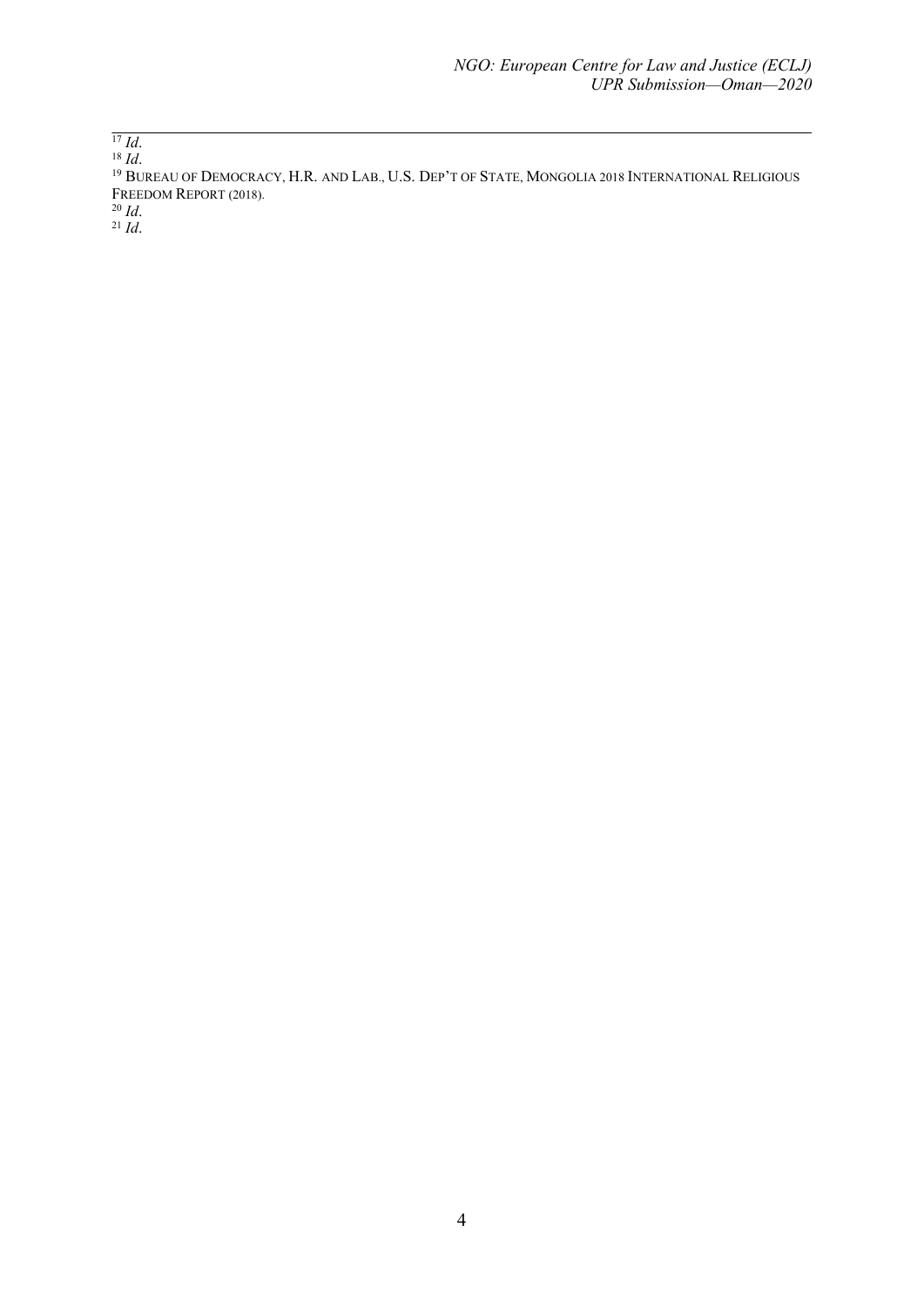[17] *Id*.

[18] *Id*.

[19] BUREAU OF DEMOCRACY, H.R. AND LAB., U.S. DEP'T OF STATE, MONGOLIA 2018 INTERNATIONAL RELIGIOUS FREEDOM REPORT (2018).

[20] *Id*.

[21] *Id*.